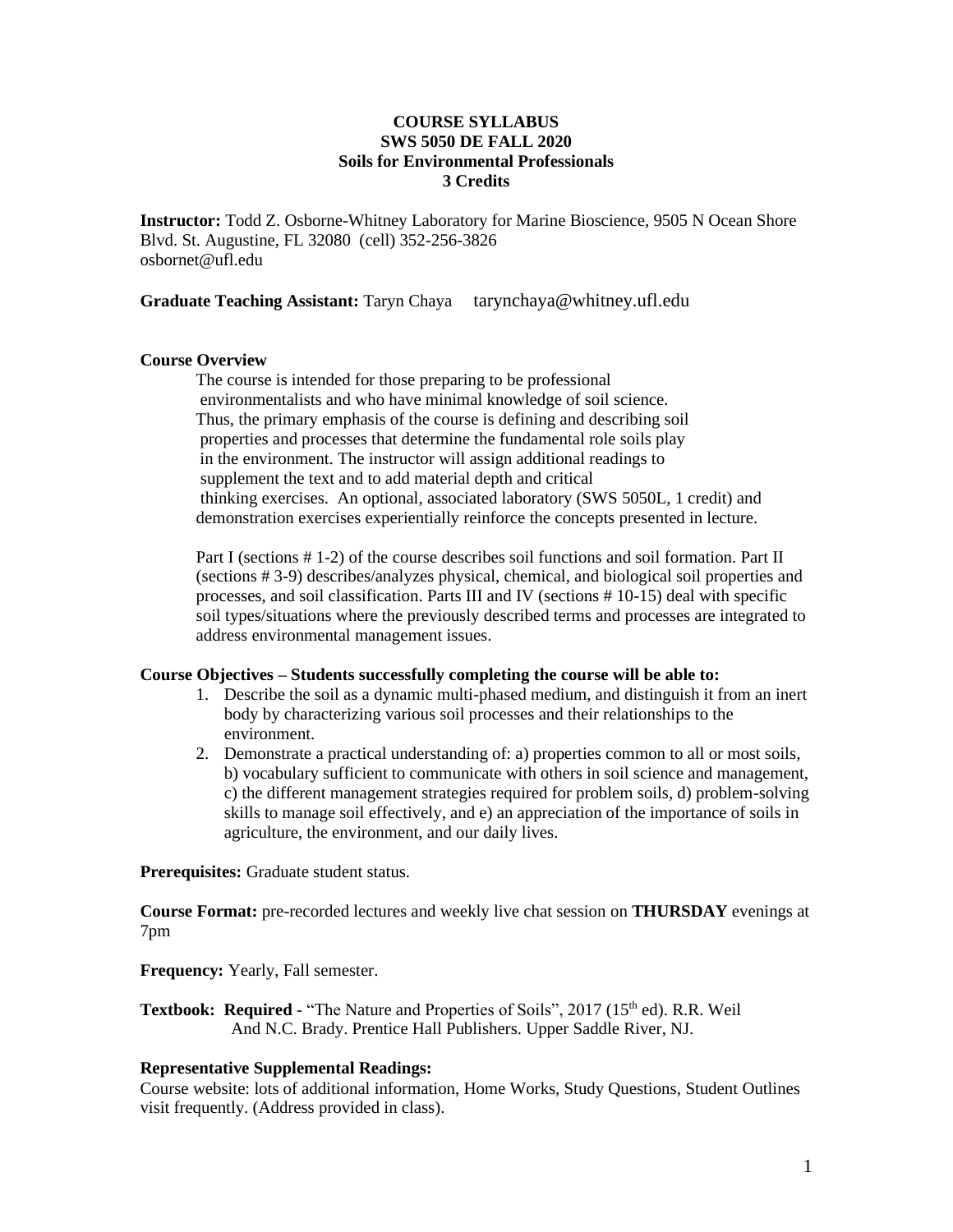**COURSE SYLLABUS**
**SWS 5050 DE FALL 2020**
**Soils for Environmental Professionals**
**3 Credits**

**Instructor:** Todd Z. Osborne-Whitney Laboratory for Marine Bioscience, 9505 N Ocean Shore Blvd. St. Augustine, FL 32080 (cell) 352-256-3826
osbornet@ufl.edu

**Graduate Teaching Assistant:** Taryn Chaya tarynchaya@whitney.ufl.edu

**Course Overview**

The course is intended for those preparing to be professional environmentalists and who have minimal knowledge of soil science. Thus, the primary emphasis of the course is defining and describing soil properties and processes that determine the fundamental role soils play in the environment. The instructor will assign additional readings to supplement the text and to add material depth and critical thinking exercises. An optional, associated laboratory (SWS 5050L, 1 credit) and demonstration exercises experientially reinforce the concepts presented in lecture.

Part I (sections # 1-2) of the course describes soil functions and soil formation. Part II (sections # 3-9) describes/analyzes physical, chemical, and biological soil properties and processes, and soil classification. Parts III and IV (sections # 10-15) deal with specific soil types/situations where the previously described terms and processes are integrated to address environmental management issues.

**Course Objectives – Students successfully completing the course will be able to:**

1. Describe the soil as a dynamic multi-phased medium, and distinguish it from an inert body by characterizing various soil processes and their relationships to the environment.
2. Demonstrate a practical understanding of: a) properties common to all or most soils, b) vocabulary sufficient to communicate with others in soil science and management, c) the different management strategies required for problem soils, d) problem-solving skills to manage soil effectively, and e) an appreciation of the importance of soils in agriculture, the environment, and our daily lives.

**Prerequisites:** Graduate student status.

**Course Format:** pre-recorded lectures and weekly live chat session on **THURSDAY** evenings at 7pm

**Frequency:** Yearly, Fall semester.

**Textbook: Required** - "The Nature and Properties of Soils", 2017 (15th ed). R.R. Weil And N.C. Brady. Prentice Hall Publishers. Upper Saddle River, NJ.

**Representative Supplemental Readings:**

Course website: lots of additional information, Home Works, Study Questions, Student Outlines visit frequently. (Address provided in class).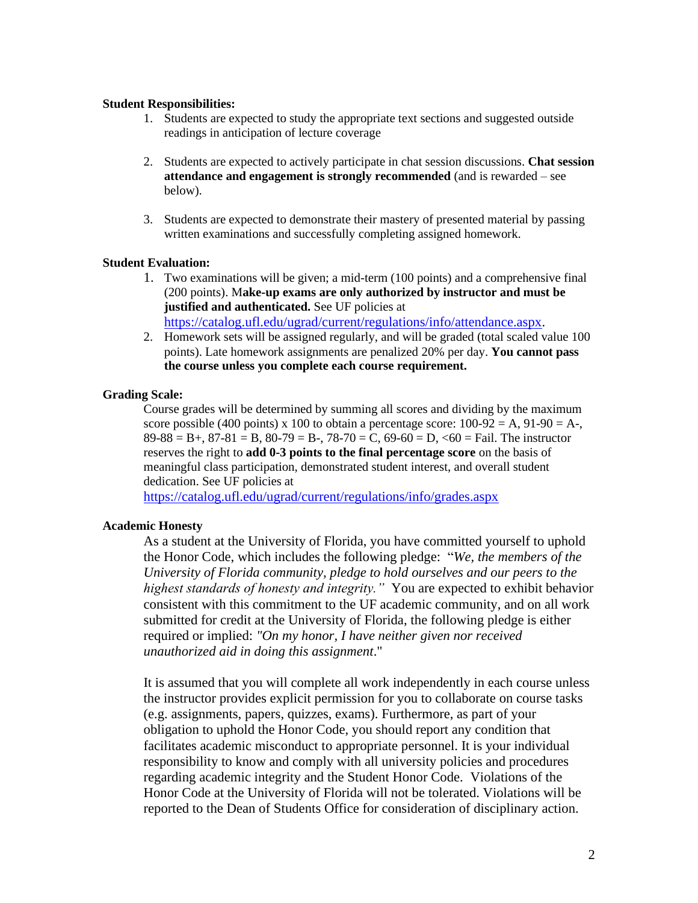**Student Responsibilities:**

1. Students are expected to study the appropriate text sections and suggested outside readings in anticipation of lecture coverage

2. Students are expected to actively participate in chat session discussions. **Chat session attendance and engagement is strongly recommended** (and is rewarded – see below).

3. Students are expected to demonstrate their mastery of presented material by passing written examinations and successfully completing assigned homework.

**Student Evaluation:**

1. Two examinations will be given; a mid-term (100 points) and a comprehensive final (200 points). M**ake-up exams are only authorized by instructor and must be justified and authenticated.** See UF policies at https://catalog.ufl.edu/ugrad/current/regulations/info/attendance.aspx.
2. Homework sets will be assigned regularly, and will be graded (total scaled value 100 points). Late homework assignments are penalized 20% per day. **You cannot pass the course unless you complete each course requirement.**

**Grading Scale:**

Course grades will be determined by summing all scores and dividing by the maximum score possible (400 points) x 100 to obtain a percentage score: 100-92 = A, 91-90 = A-, 89-88 = B+, 87-81 = B, 80-79 = B-, 78-70 = C, 69-60 = D, <60 = Fail. The instructor reserves the right to **add 0-3 points to the final percentage score** on the basis of meaningful class participation, demonstrated student interest, and overall student dedication. See UF policies at https://catalog.ufl.edu/ugrad/current/regulations/info/grades.aspx

**Academic Honesty**

As a student at the University of Florida, you have committed yourself to uphold the Honor Code, which includes the following pledge: "*We, the members of the University of Florida community, pledge to hold ourselves and our peers to the highest standards of honesty and integrity."* You are expected to exhibit behavior consistent with this commitment to the UF academic community, and on all work submitted for credit at the University of Florida, the following pledge is either required or implied: *"On my honor, I have neither given nor received unauthorized aid in doing this assignment*."

It is assumed that you will complete all work independently in each course unless the instructor provides explicit permission for you to collaborate on course tasks (e.g. assignments, papers, quizzes, exams). Furthermore, as part of your obligation to uphold the Honor Code, you should report any condition that facilitates academic misconduct to appropriate personnel. It is your individual responsibility to know and comply with all university policies and procedures regarding academic integrity and the Student Honor Code. Violations of the Honor Code at the University of Florida will not be tolerated. Violations will be reported to the Dean of Students Office for consideration of disciplinary action.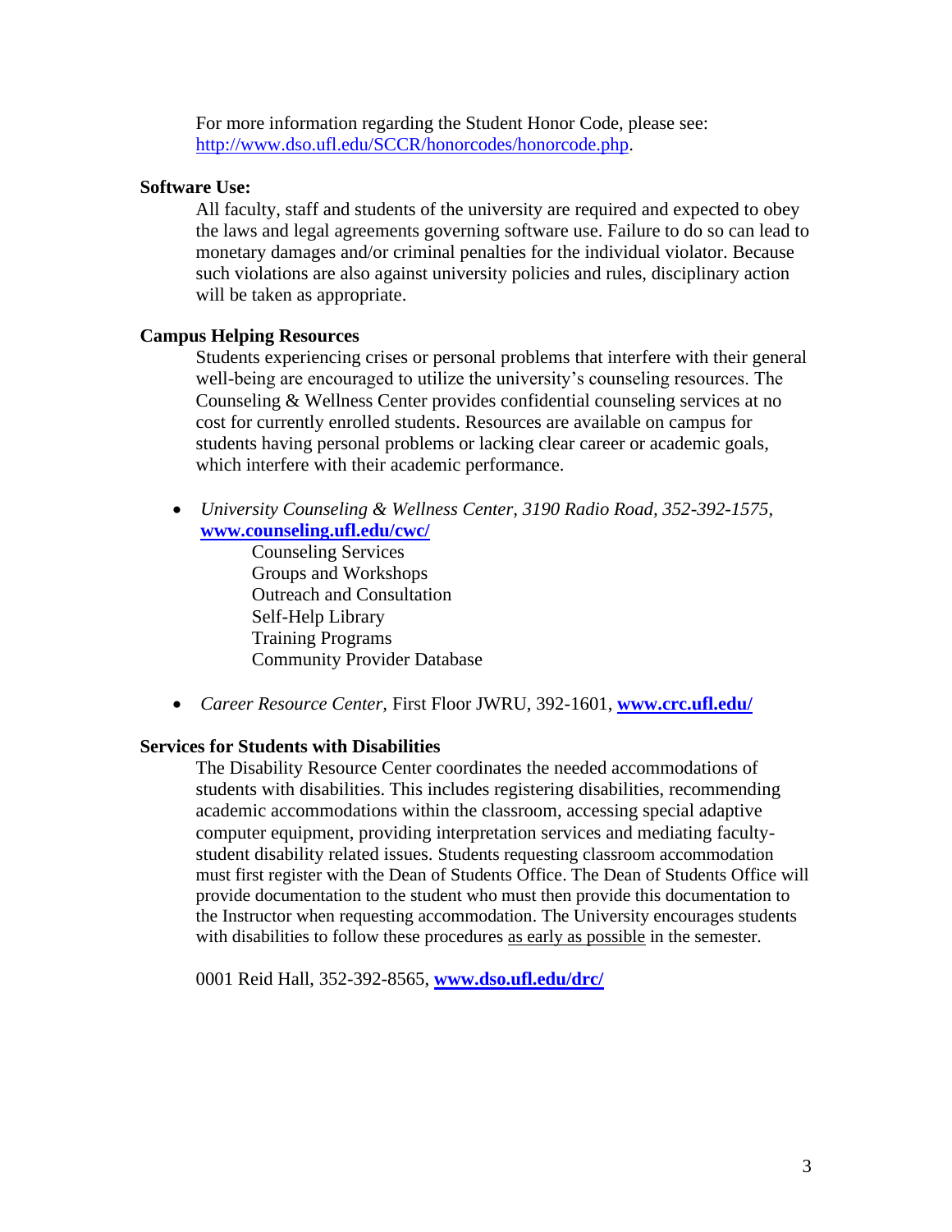For more information regarding the Student Honor Code, please see: http://www.dso.ufl.edu/SCCR/honorcodes/honorcode.php.

**Software Use:**

All faculty, staff and students of the university are required and expected to obey the laws and legal agreements governing software use. Failure to do so can lead to monetary damages and/or criminal penalties for the individual violator. Because such violations are also against university policies and rules, disciplinary action will be taken as appropriate.

**Campus Helping Resources**

Students experiencing crises or personal problems that interfere with their general well-being are encouraged to utilize the university's counseling resources. The Counseling & Wellness Center provides confidential counseling services at no cost for currently enrolled students. Resources are available on campus for students having personal problems or lacking clear career or academic goals, which interfere with their academic performance.

- *University Counseling & Wellness Center, 3190 Radio Road, 352-392-1575,* **www.counseling.ufl.edu/cwc/**
  - Counseling Services
  - Groups and Workshops
  - Outreach and Consultation
  - Self-Help Library
  - Training Programs
  - Community Provider Database
- *Career Resource Center,* First Floor JWRU, 392-1601, **www.crc.ufl.edu/**

**Services for Students with Disabilities**

The Disability Resource Center coordinates the needed accommodations of students with disabilities. This includes registering disabilities, recommending academic accommodations within the classroom, accessing special adaptive computer equipment, providing interpretation services and mediating faculty-student disability related issues. Students requesting classroom accommodation must first register with the Dean of Students Office. The Dean of Students Office will provide documentation to the student who must then provide this documentation to the Instructor when requesting accommodation. The University encourages students with disabilities to follow these procedures as early as possible in the semester.

0001 Reid Hall, 352-392-8565, **www.dso.ufl.edu/drc/**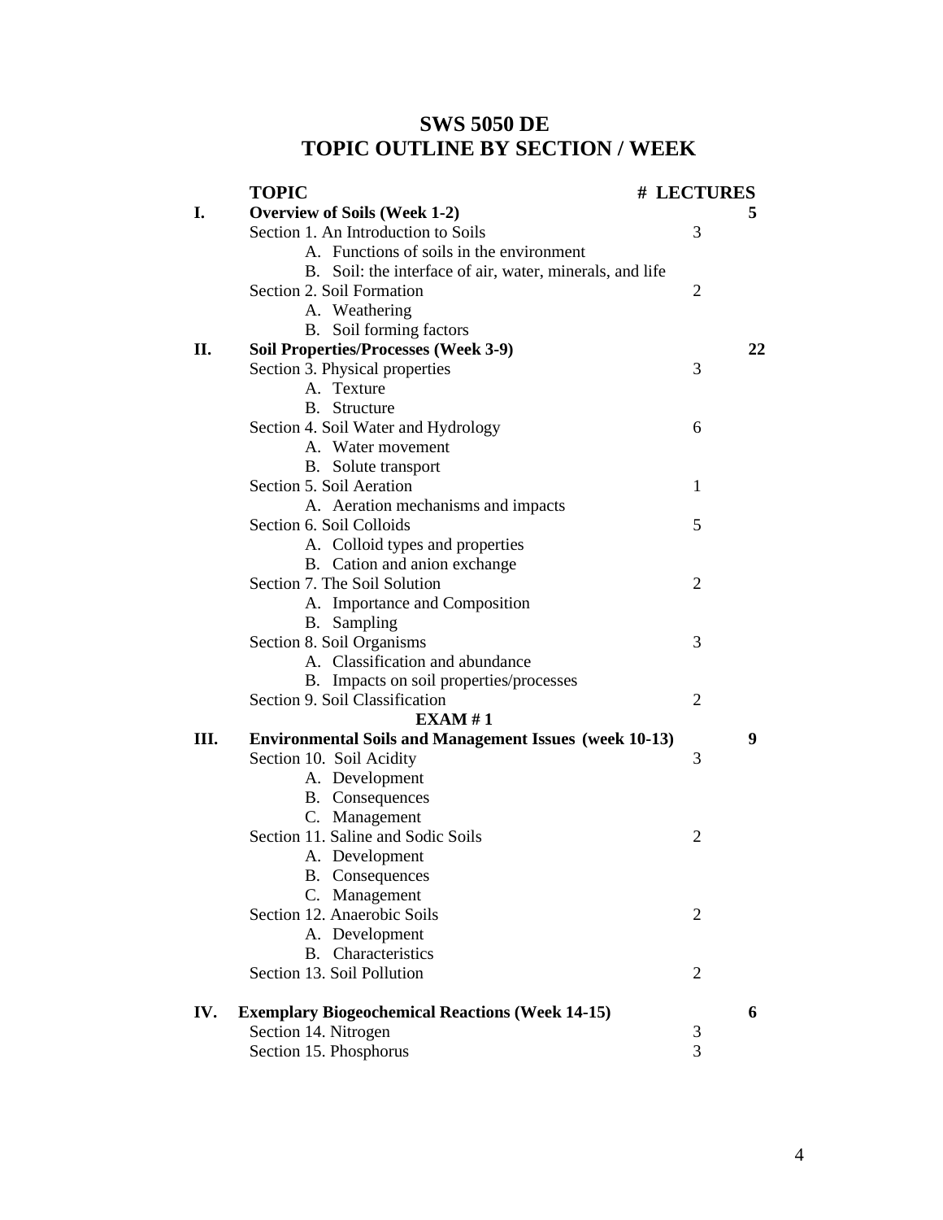# SWS 5050 DE
# TOPIC OUTLINE BY SECTION / WEEK

| | TOPIC | | # LECTURES |
|---|---|---|---|
| **I.** | **Overview of Soils (Week 1-2)** | | **5** |
| | Section 1. An Introduction to Soils | 3 | |
| | A. Functions of soils in the environment | | |
| | B. Soil: the interface of air, water, minerals, and life | | |
| | Section 2. Soil Formation | 2 | |
| | A. Weathering | | |
| | B. Soil forming factors | | |
| **II.** | **Soil Properties/Processes (Week 3-9)** | | **22** |
| | Section 3. Physical properties | 3 | |
| | A. Texture | | |
| | B. Structure | | |
| | Section 4. Soil Water and Hydrology | 6 | |
| | A. Water movement | | |
| | B. Solute transport | | |
| | Section 5. Soil Aeration | 1 | |
| | A. Aeration mechanisms and impacts | | |
| | Section 6. Soil Colloids | 5 | |
| | A. Colloid types and properties | | |
| | B. Cation and anion exchange | | |
| | Section 7. The Soil Solution | 2 | |
| | A. Importance and Composition | | |
| | B. Sampling | | |
| | Section 8. Soil Organisms | 3 | |
| | A. Classification and abundance | | |
| | B. Impacts on soil properties/processes | | |
| | Section 9. Soil Classification | 2 | |
| | **EXAM # 1** | | |
| **III.** | **Environmental Soils and Management Issues (week 10-13)** | | **9** |
| | Section 10. Soil Acidity | 3 | |
| | A. Development | | |
| | B. Consequences | | |
| | C. Management | | |
| | Section 11. Saline and Sodic Soils | 2 | |
| | A. Development | | |
| | B. Consequences | | |
| | C. Management | | |
| | Section 12. Anaerobic Soils | 2 | |
| | A. Development | | |
| | B. Characteristics | | |
| | Section 13. Soil Pollution | 2 | |
| **IV.** | **Exemplary Biogeochemical Reactions (Week 14-15)** | | **6** |
| | Section 14. Nitrogen | 3 | |
| | Section 15. Phosphorus | 3 | |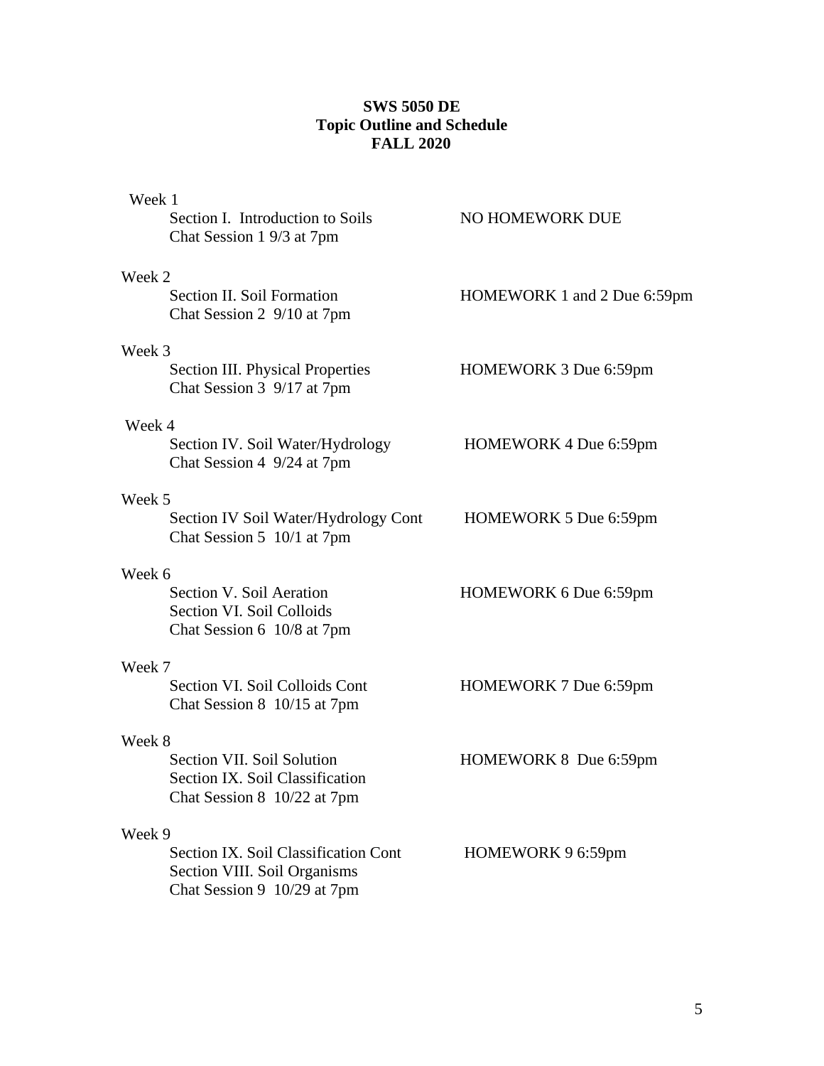**SWS 5050 DE**
**Topic Outline and Schedule**
**FALL 2020**

| Week | Topics | Homework |
|---|---|---|
| Week 1 | Section I. Introduction to Soils<br>Chat Session 1 9/3 at 7pm | NO HOMEWORK DUE |
| Week 2 | Section II. Soil Formation<br>Chat Session 2 9/10 at 7pm | HOMEWORK 1 and 2 Due 6:59pm |
| Week 3 | Section III. Physical Properties<br>Chat Session 3 9/17 at 7pm | HOMEWORK 3 Due 6:59pm |
| Week 4 | Section IV. Soil Water/Hydrology<br>Chat Session 4 9/24 at 7pm | HOMEWORK 4 Due 6:59pm |
| Week 5 | Section IV Soil Water/Hydrology Cont<br>Chat Session 5 10/1 at 7pm | HOMEWORK 5 Due 6:59pm |
| Week 6 | Section V. Soil Aeration<br>Section VI. Soil Colloids<br>Chat Session 6 10/8 at 7pm | HOMEWORK 6 Due 6:59pm |
| Week 7 | Section VI. Soil Colloids Cont<br>Chat Session 8 10/15 at 7pm | HOMEWORK 7 Due 6:59pm |
| Week 8 | Section VII. Soil Solution<br>Section IX. Soil Classification<br>Chat Session 8 10/22 at 7pm | HOMEWORK 8 Due 6:59pm |
| Week 9 | Section IX. Soil Classification Cont<br>Section VIII. Soil Organisms<br>Chat Session 9 10/29 at 7pm | HOMEWORK 9 6:59pm |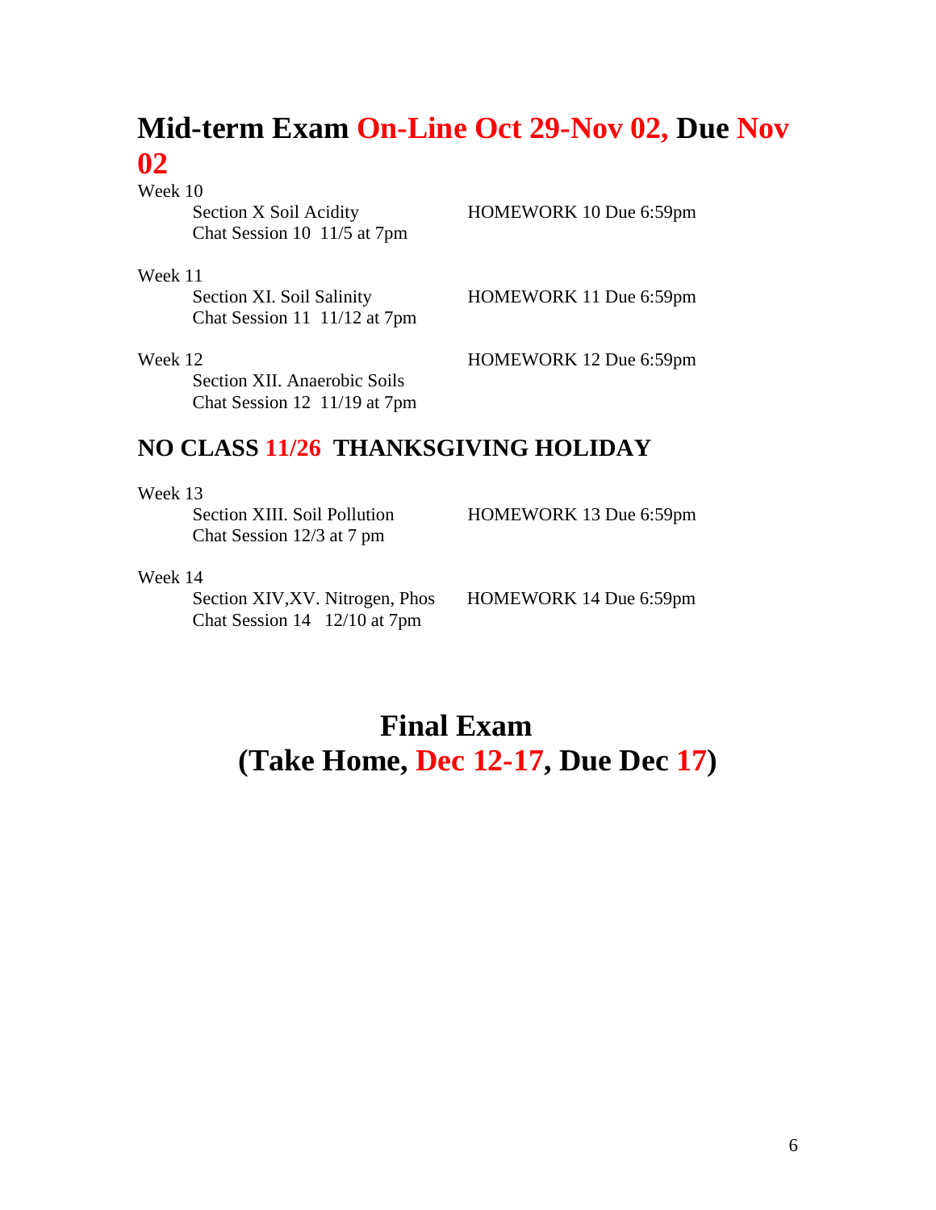## Mid-term Exam On-Line Oct 29-Nov 02, Due Nov 02

Week 10
- Section X Soil Acidity — HOMEWORK 10 Due 6:59pm
- Chat Session 10 11/5 at 7pm

Week 11
- Section XI. Soil Salinity — HOMEWORK 11 Due 6:59pm
- Chat Session 11 11/12 at 7pm

Week 12 — HOMEWORK 12 Due 6:59pm
- Section XII. Anaerobic Soils
- Chat Session 12 11/19 at 7pm

### NO CLASS 11/26 THANKSGIVING HOLIDAY

Week 13
- Section XIII. Soil Pollution — HOMEWORK 13 Due 6:59pm
- Chat Session 12/3 at 7 pm

Week 14
- Section XIV,XV. Nitrogen, Phos — HOMEWORK 14 Due 6:59pm
- Chat Session 14 12/10 at 7pm

## Final Exam
## (Take Home, Dec 12-17, Due Dec 17)